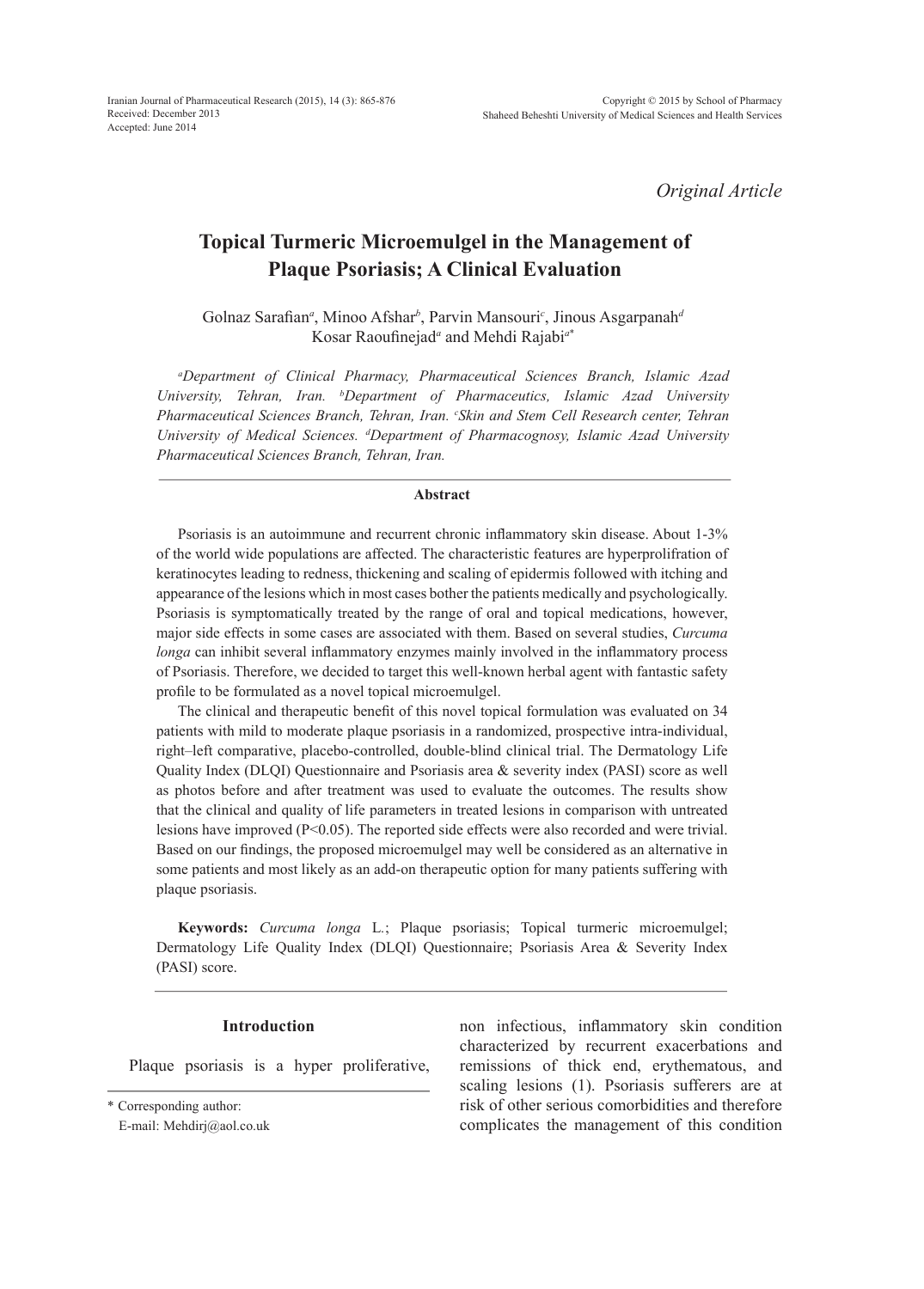*Original Article*

# Topical Turmeric Microemulgel in the Management of Plaque Psoriasis; A Clinical Evaluation

Golnaz Sarafian[a], Minoo Afshar[b], Parvin Mansouri[c], Jinous Asgarpanah[d] Kosar Raoufinejad[a] and Mehdi Rajabi[a*]

*[a]Department of Clinical Pharmacy, Pharmaceutical Sciences Branch, Islamic Azad University, Tehran, Iran. [b]Department of Pharmaceutics, Islamic Azad University Pharmaceutical Sciences Branch, Tehran, Iran. [c]Skin and Stem Cell Research center, Tehran University of Medical Sciences. [d]Department of Pharmacognosy, Islamic Azad University Pharmaceutical Sciences Branch, Tehran, Iran.*

### Abstract

Psoriasis is an autoimmune and recurrent chronic inflammatory skin disease. About 1-3% of the world wide populations are affected. The characteristic features are hyperprolifration of keratinocytes leading to redness, thickening and scaling of epidermis followed with itching and appearance of the lesions which in most cases bother the patients medically and psychologically. Psoriasis is symptomatically treated by the range of oral and topical medications, however, major side effects in some cases are associated with them. Based on several studies, *Curcuma longa* can inhibit several inflammatory enzymes mainly involved in the inflammatory process of Psoriasis. Therefore, we decided to target this well-known herbal agent with fantastic safety profile to be formulated as a novel topical microemulgel.

The clinical and therapeutic benefit of this novel topical formulation was evaluated on 34 patients with mild to moderate plaque psoriasis in a randomized, prospective intra-individual, right–left comparative, placebo-controlled, double-blind clinical trial. The Dermatology Life Quality Index (DLQI) Questionnaire and Psoriasis area & severity index (PASI) score as well as photos before and after treatment was used to evaluate the outcomes. The results show that the clinical and quality of life parameters in treated lesions in comparison with untreated lesions have improved ($P<0.05$). The reported side effects were also recorded and were trivial. Based on our findings, the proposed microemulgel may well be considered as an alternative in some patients and most likely as an add-on therapeutic option for many patients suffering with plaque psoriasis.

**Keywords:** *Curcuma longa* L.; Plaque psoriasis; Topical turmeric microemulgel; Dermatology Life Quality Index (DLQI) Questionnaire; Psoriasis Area & Severity Index (PASI) score.

## Introduction

Plaque psoriasis is a hyper proliferative, non infectious, inflammatory skin condition characterized by recurrent exacerbations and remissions of thick end, erythematous, and scaling lesions (1). Psoriasis sufferers are at risk of other serious comorbidities and therefore complicates the management of this condition

\* Corresponding author:
E-mail: Mehdirj@aol.co.uk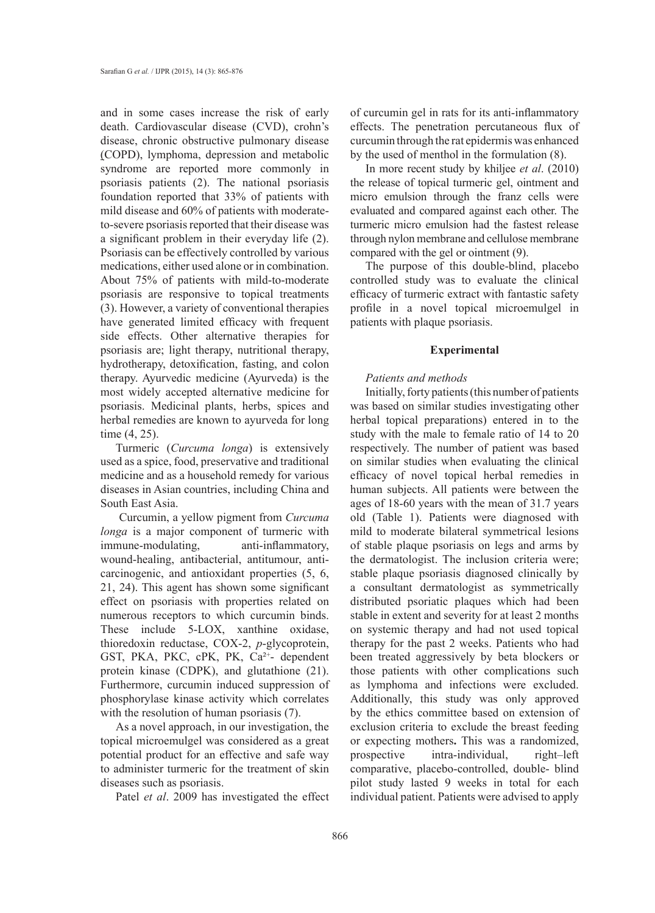and in some cases increase the risk of early death. Cardiovascular disease (CVD), crohn's disease, chronic obstructive pulmonary disease (COPD), lymphoma, depression and metabolic syndrome are reported more commonly in psoriasis patients (2). The national psoriasis foundation reported that 33% of patients with mild disease and 60% of patients with moderate-to-severe psoriasis reported that their disease was a significant problem in their everyday life (2). Psoriasis can be effectively controlled by various medications, either used alone or in combination. About 75% of patients with mild-to-moderate psoriasis are responsive to topical treatments (3). However, a variety of conventional therapies have generated limited efficacy with frequent side effects. Other alternative therapies for psoriasis are; light therapy, nutritional therapy, hydrotherapy, detoxification, fasting, and colon therapy. Ayurvedic medicine (Ayurveda) is the most widely accepted alternative medicine for psoriasis. Medicinal plants, herbs, spices and herbal remedies are known to ayurveda for long time (4, 25).

Turmeric (*Curcuma longa*) is extensively used as a spice, food, preservative and traditional medicine and as a household remedy for various diseases in Asian countries, including China and South East Asia.

Curcumin, a yellow pigment from *Curcuma longa* is a major component of turmeric with immune-modulating, anti-inflammatory, wound-healing, antibacterial, antitumour, anti-carcinogenic, and antioxidant properties (5, 6, 21, 24). This agent has shown some significant effect on psoriasis with properties related on numerous receptors to which curcumin binds. These include 5-LOX, xanthine oxidase, thioredoxin reductase, COX-2, *p*-glycoprotein, GST, PKA, PKC, cPK, PK, $Ca^{2+}$- dependent protein kinase (CDPK), and glutathione (21). Furthermore, curcumin induced suppression of phosphorylase kinase activity which correlates with the resolution of human psoriasis (7).

As a novel approach, in our investigation, the topical microemulgel was considered as a great potential product for an effective and safe way to administer turmeric for the treatment of skin diseases such as psoriasis.

Patel *et al*. 2009 has investigated the effect of curcumin gel in rats for its anti-inflammatory effects. The penetration percutaneous flux of curcumin through the rat epidermis was enhanced by the used of menthol in the formulation (8).

In more recent study by khiljee *et al*. (2010) the release of topical turmeric gel, ointment and micro emulsion through the franz cells were evaluated and compared against each other. The turmeric micro emulsion had the fastest release through nylon membrane and cellulose membrane compared with the gel or ointment (9).

The purpose of this double-blind, placebo controlled study was to evaluate the clinical efficacy of turmeric extract with fantastic safety profile in a novel topical microemulgel in patients with plaque psoriasis.

## Experimental

### *Patients and methods*

Initially, forty patients (this number of patients was based on similar studies investigating other herbal topical preparations) entered in to the study with the male to female ratio of 14 to 20 respectively. The number of patient was based on similar studies when evaluating the clinical efficacy of novel topical herbal remedies in human subjects. All patients were between the ages of 18-60 years with the mean of 31.7 years old (Table 1). Patients were diagnosed with mild to moderate bilateral symmetrical lesions of stable plaque psoriasis on legs and arms by the dermatologist. The inclusion criteria were; stable plaque psoriasis diagnosed clinically by a consultant dermatologist as symmetrically distributed psoriatic plaques which had been stable in extent and severity for at least 2 months on systemic therapy and had not used topical therapy for the past 2 weeks. Patients who had been treated aggressively by beta blockers or those patients with other complications such as lymphoma and infections were excluded. Additionally, this study was only approved by the ethics committee based on extension of exclusion criteria to exclude the breast feeding or expecting mothers**.** This was a randomized, prospective intra-individual, right–left comparative, placebo-controlled, double- blind pilot study lasted 9 weeks in total for each individual patient. Patients were advised to apply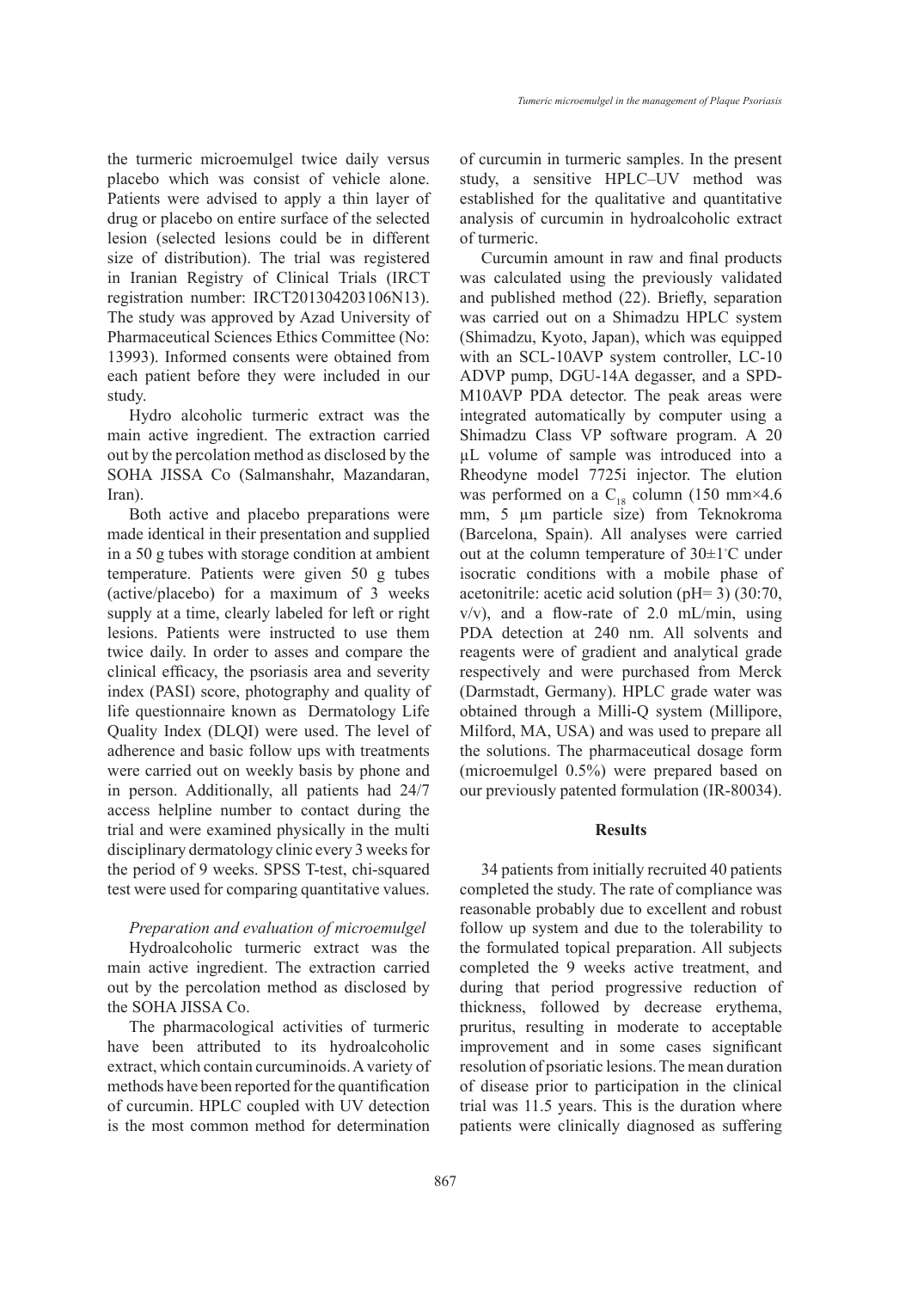the turmeric microemulgel twice daily versus placebo which was consist of vehicle alone. Patients were advised to apply a thin layer of drug or placebo on entire surface of the selected lesion (selected lesions could be in different size of distribution). The trial was registered in Iranian Registry of Clinical Trials (IRCT registration number: IRCT201304203106N13). The study was approved by Azad University of Pharmaceutical Sciences Ethics Committee (No: 13993). Informed consents were obtained from each patient before they were included in our study.

Hydro alcoholic turmeric extract was the main active ingredient. The extraction carried out by the percolation method as disclosed by the SOHA JISSA Co (Salmanshahr, Mazandaran, Iran).

Both active and placebo preparations were made identical in their presentation and supplied in a 50 g tubes with storage condition at ambient temperature. Patients were given 50 g tubes (active/placebo) for a maximum of 3 weeks supply at a time, clearly labeled for left or right lesions. Patients were instructed to use them twice daily. In order to asses and compare the clinical efficacy, the psoriasis area and severity index (PASI) score, photography and quality of life questionnaire known as Dermatology Life Quality Index (DLQI) were used. The level of adherence and basic follow ups with treatments were carried out on weekly basis by phone and in person. Additionally, all patients had 24/7 access helpline number to contact during the trial and were examined physically in the multi disciplinary dermatology clinic every 3 weeks for the period of 9 weeks. SPSS T-test, chi-squared test were used for comparing quantitative values.

*Preparation and evaluation of microemulgel*

Hydroalcoholic turmeric extract was the main active ingredient. The extraction carried out by the percolation method as disclosed by the SOHA JISSA Co.

The pharmacological activities of turmeric have been attributed to its hydroalcoholic extract, which contain curcuminoids. A variety of methods have been reported for the quantification of curcumin. HPLC coupled with UV detection is the most common method for determination of curcumin in turmeric samples. In the present study, a sensitive HPLC–UV method was established for the qualitative and quantitative analysis of curcumin in hydroalcoholic extract of turmeric.

Curcumin amount in raw and final products was calculated using the previously validated and published method (22). Briefly, separation was carried out on a Shimadzu HPLC system (Shimadzu, Kyoto, Japan), which was equipped with an SCL-10AVP system controller, LC-10 ADVP pump, DGU-14A degasser, and a SPD-M10AVP PDA detector. The peak areas were integrated automatically by computer using a Shimadzu Class VP software program. A 20 μL volume of sample was introduced into a Rheodyne model 7725i injector. The elution was performed on a $C_{18}$ column (150 mm×4.6 mm, 5 μm particle size) from Teknokroma (Barcelona, Spain). All analyses were carried out at the column temperature of 30±1°C under isocratic conditions with a mobile phase of acetonitrile: acetic acid solution (pH= 3) (30:70, v/v), and a flow-rate of 2.0 mL/min, using PDA detection at 240 nm. All solvents and reagents were of gradient and analytical grade respectively and were purchased from Merck (Darmstadt, Germany). HPLC grade water was obtained through a Milli-Q system (Millipore, Milford, MA, USA) and was used to prepare all the solutions. The pharmaceutical dosage form (microemulgel 0.5%) were prepared based on our previously patented formulation (IR-80034).

## Results

34 patients from initially recruited 40 patients completed the study. The rate of compliance was reasonable probably due to excellent and robust follow up system and due to the tolerability to the formulated topical preparation. All subjects completed the 9 weeks active treatment, and during that period progressive reduction of thickness, followed by decrease erythema, pruritus, resulting in moderate to acceptable improvement and in some cases significant resolution of psoriatic lesions. The mean duration of disease prior to participation in the clinical trial was 11.5 years. This is the duration where patients were clinically diagnosed as suffering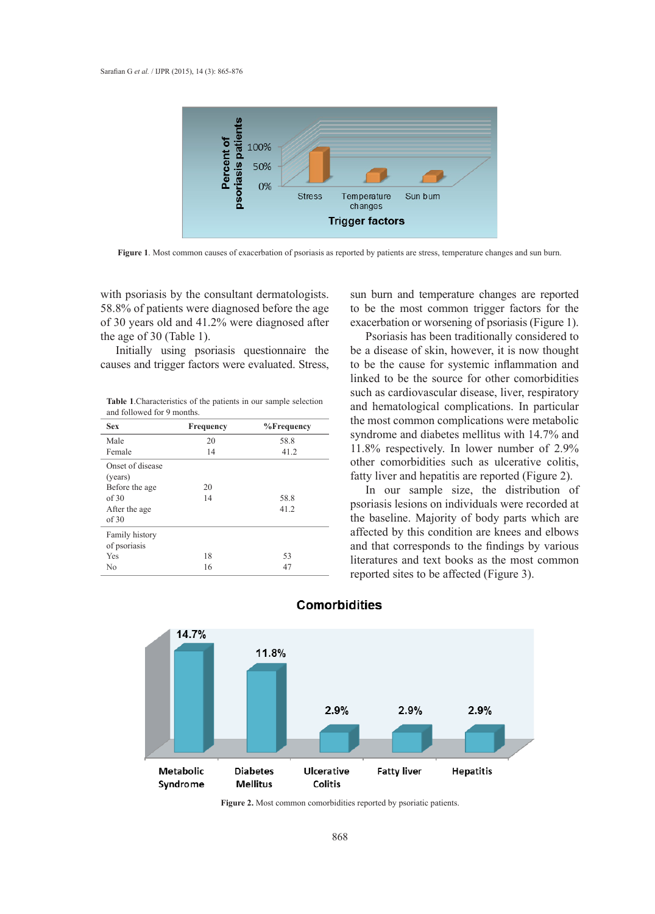Figure 1. Most common causes of exacerbation of psoriasis as reported by patients are stress, temperature changes and sun burn.

with psoriasis by the consultant dermatologists. 58.8% of patients were diagnosed before the age of 30 years old and 41.2% were diagnosed after the age of 30 (Table 1).

Initially using psoriasis questionnaire the causes and trigger factors were evaluated. Stress, sun burn and temperature changes are reported to be the most common trigger factors for the exacerbation or worsening of psoriasis (Figure 1).

**Table 1**.Characteristics of the patients in our sample selection and followed for 9 months.

| Sex | Frequency | %Frequency |
|---|---|---|
| Male | 20 | 58.8 |
| Female | 14 | 41.2 |
| Onset of disease (years) | | |
| Before the age of 30 | 20 | 58.8 |
| After the age of 30 | 14 | 41.2 |
| Family history of psoriasis | | |
| Yes | 18 | 53 |
| No | 16 | 47 |

Psoriasis has been traditionally considered to be a disease of skin, however, it is now thought to be the cause for systemic inflammation and linked to be the source for other comorbidities such as cardiovascular disease, liver, respiratory and hematological complications. In particular the most common complications were metabolic syndrome and diabetes mellitus with 14.7% and 11.8% respectively. In lower number of 2.9% other comorbidities such as ulcerative colitis, fatty liver and hepatitis are reported (Figure 2).

In our sample size, the distribution of psoriasis lesions on individuals were recorded at the baseline. Majority of body parts which are affected by this condition are knees and elbows and that corresponds to the findings by various literatures and text books as the most common reported sites to be affected (Figure 3).

**Figure 2.** Most common comorbidities reported by psoriatic patients.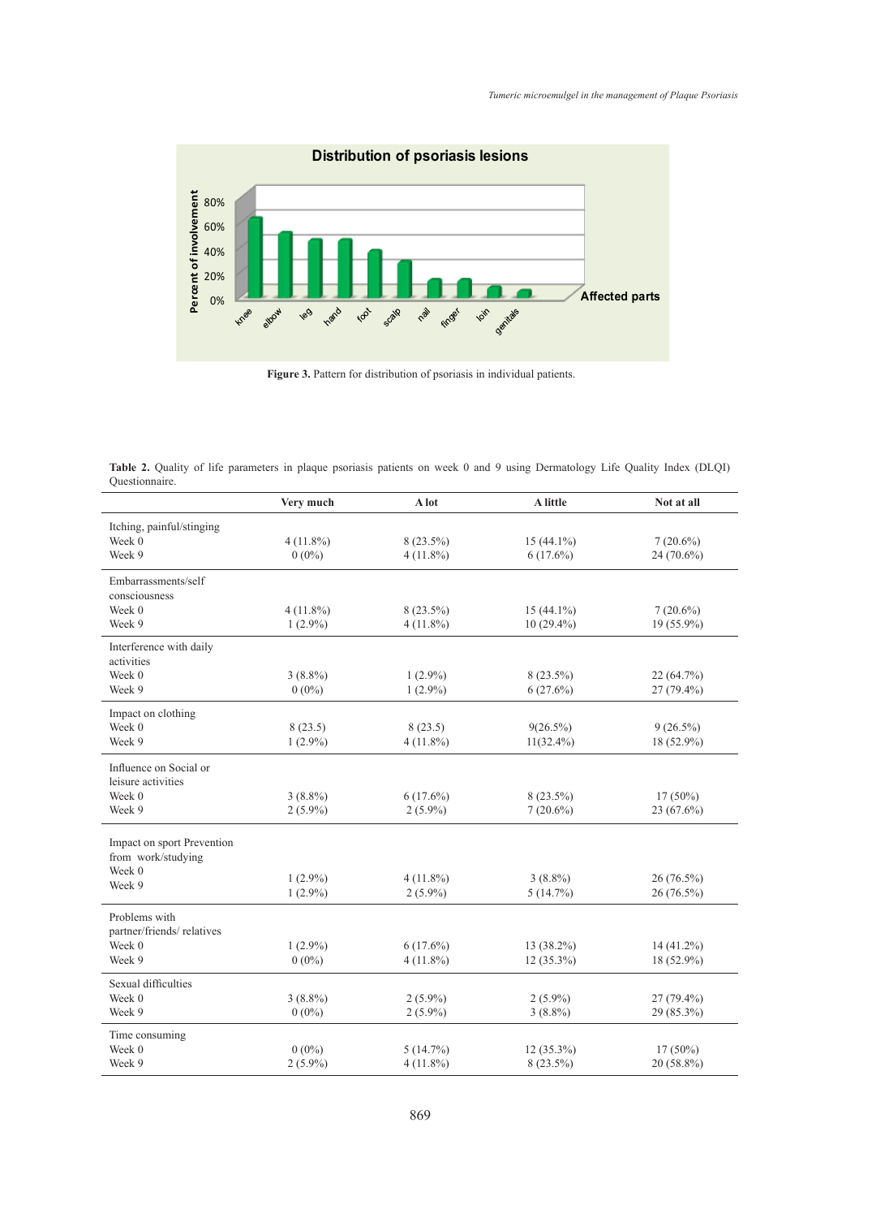Figure 3. Pattern for distribution of psoriasis in individual patients.

**Table 2.** Quality of life parameters in plaque psoriasis patients on week 0 and 9 using Dermatology Life Quality Index (DLQI) Questionnaire.

| | Very much | A lot | A little | Not at all |
|---|---|---|---|---|
| **Itching, painful/stinging** | | | | |
| Week 0 | 4 (11.8%) | 8 (23.5%) | 15 (44.1%) | 7 (20.6%) |
| Week 9 | 0 (0%) | 4 (11.8%) | 6 (17.6%) | 24 (70.6%) |
| **Embarrassments/self consciousness** | | | | |
| Week 0 | 4 (11.8%) | 8 (23.5%) | 15 (44.1%) | 7 (20.6%) |
| Week 9 | 1 (2.9%) | 4 (11.8%) | 10 (29.4%) | 19 (55.9%) |
| **Interference with daily activities** | | | | |
| Week 0 | 3 (8.8%) | 1 (2.9%) | 8 (23.5%) | 22 (64.7%) |
| Week 9 | 0 (0%) | 1 (2.9%) | 6 (27.6%) | 27 (79.4%) |
| **Impact on clothing** | | | | |
| Week 0 | 8 (23.5) | 8 (23.5) | 9(26.5%) | 9 (26.5%) |
| Week 9 | 1 (2.9%) | 4 (11.8%) | 11(32.4%) | 18 (52.9%) |
| **Influence on Social or leisure activities** | | | | |
| Week 0 | 3 (8.8%) | 6 (17.6%) | 8 (23.5%) | 17 (50%) |
| Week 9 | 2 (5.9%) | 2 (5.9%) | 7 (20.6%) | 23 (67.6%) |
| **Impact on sport Prevention from work/studying** | | | | |
| Week 0 | 1 (2.9%) | 4 (11.8%) | 3 (8.8%) | 26 (76.5%) |
| Week 9 | 1 (2.9%) | 2 (5.9%) | 5 (14.7%) | 26 (76.5%) |
| **Problems with partner/friends/ relatives** | | | | |
| Week 0 | 1 (2.9%) | 6 (17.6%) | 13 (38.2%) | 14 (41.2%) |
| Week 9 | 0 (0%) | 4 (11.8%) | 12 (35.3%) | 18 (52.9%) |
| **Sexual difficulties** | | | | |
| Week 0 | 3 (8.8%) | 2 (5.9%) | 2 (5.9%) | 27 (79.4%) |
| Week 9 | 0 (0%) | 2 (5.9%) | 3 (8.8%) | 29 (85.3%) |
| **Time consuming** | | | | |
| Week 0 | 0 (0%) | 5 (14.7%) | 12 (35.3%) | 17 (50%) |
| Week 9 | 2 (5.9%) | 4 (11.8%) | 8 (23.5%) | 20 (58.8%) |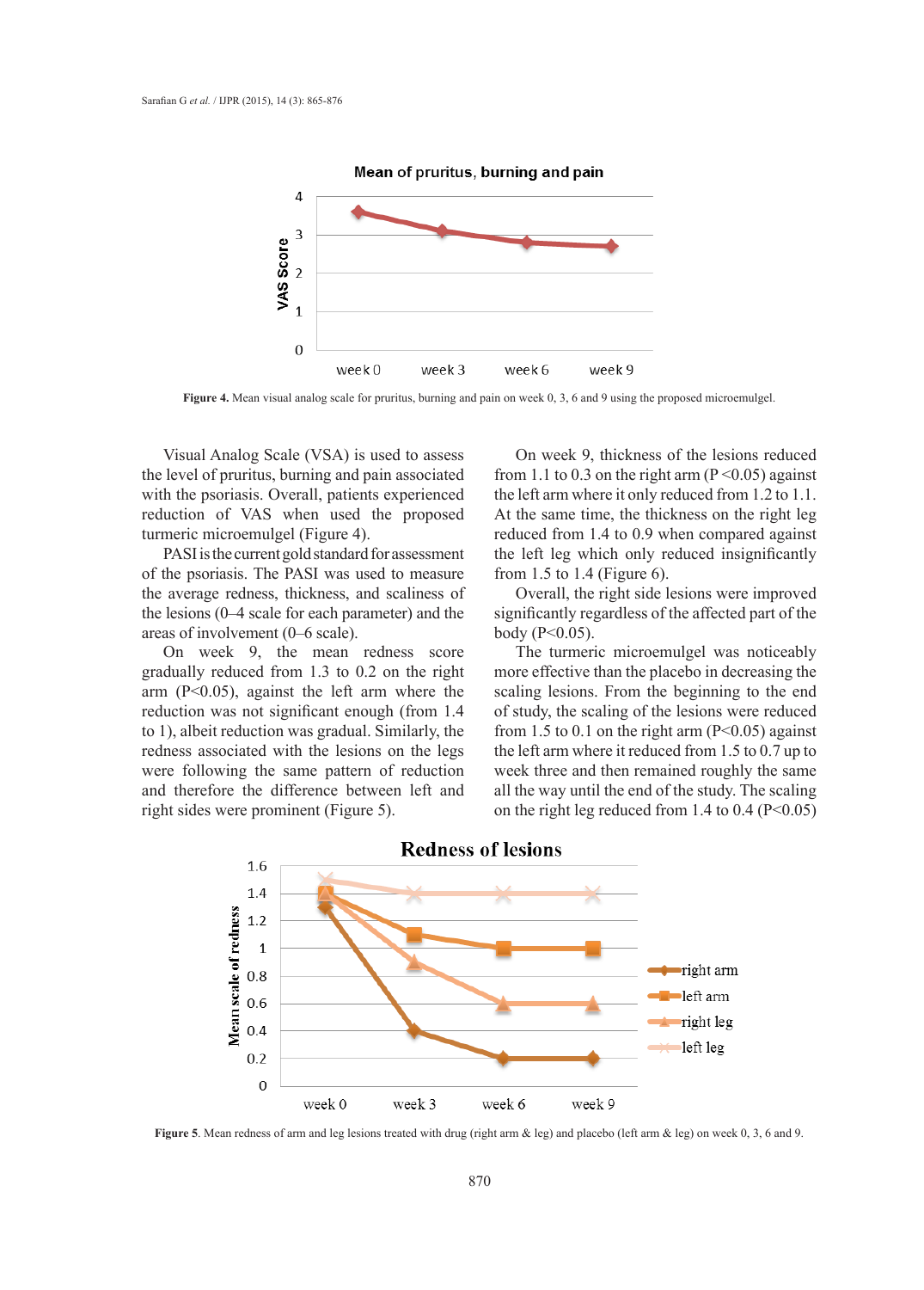Figure 4. Mean visual analog scale for pruritus, burning and pain on week 0, 3, 6 and 9 using the proposed microemulgel.

Visual Analog Scale (VSA) is used to assess the level of pruritus, burning and pain associated with the psoriasis. Overall, patients experienced reduction of VAS when used the proposed turmeric microemulgel (Figure 4).

PASI is the current gold standard for assessment of the psoriasis. The PASI was used to measure the average redness, thickness, and scaliness of the lesions (0–4 scale for each parameter) and the areas of involvement (0–6 scale).

On week 9, the mean redness score gradually reduced from 1.3 to 0.2 on the right arm ($P<0.05$), against the left arm where the reduction was not significant enough (from 1.4 to 1), albeit reduction was gradual. Similarly, the redness associated with the lesions on the legs were following the same pattern of reduction and therefore the difference between left and right sides were prominent (Figure 5).

On week 9, thickness of the lesions reduced from 1.1 to 0.3 on the right arm ($P<0.05$) against the left arm where it only reduced from 1.2 to 1.1. At the same time, the thickness on the right leg reduced from 1.4 to 0.9 when compared against the left leg which only reduced insignificantly from 1.5 to 1.4 (Figure 6).

Overall, the right side lesions were improved significantly regardless of the affected part of the body ($P<0.05$).

The turmeric microemulgel was noticeably more effective than the placebo in decreasing the scaling lesions. From the beginning to the end of study, the scaling of the lesions were reduced from 1.5 to 0.1 on the right arm ($P<0.05$) against the left arm where it reduced from 1.5 to 0.7 up to week three and then remained roughly the same all the way until the end of the study. The scaling on the right leg reduced from 1.4 to 0.4 ($P<0.05$)

Figure 5. Mean redness of arm and leg lesions treated with drug (right arm & leg) and placebo (left arm & leg) on week 0, 3, 6 and 9.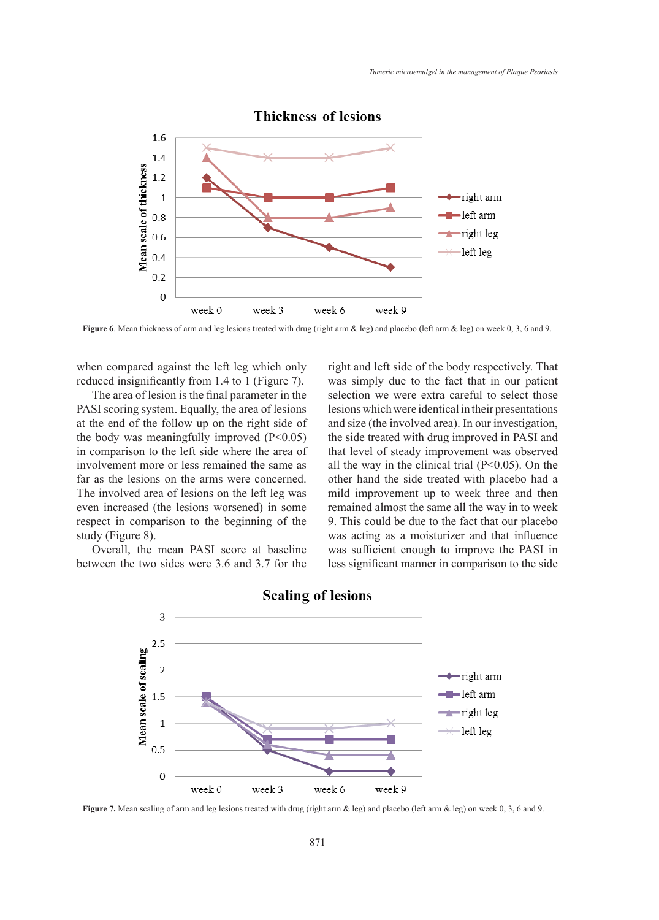Figure 6. Mean thickness of arm and leg lesions treated with drug (right arm & leg) and placebo (left arm & leg) on week 0, 3, 6 and 9.

when compared against the left leg which only reduced insignificantly from 1.4 to 1 (Figure 7).

The area of lesion is the final parameter in the PASI scoring system. Equally, the area of lesions at the end of the follow up on the right side of the body was meaningfully improved ($P<0.05$) in comparison to the left side where the area of involvement more or less remained the same as far as the lesions on the arms were concerned. The involved area of lesions on the left leg was even increased (the lesions worsened) in some respect in comparison to the beginning of the study (Figure 8).

Overall, the mean PASI score at baseline between the two sides were 3.6 and 3.7 for the right and left side of the body respectively. That was simply due to the fact that in our patient selection we were extra careful to select those lesions which were identical in their presentations and size (the involved area). In our investigation, the side treated with drug improved in PASI and that level of steady improvement was observed all the way in the clinical trial ($P<0.05$). On the other hand the side treated with placebo had a mild improvement up to week three and then remained almost the same all the way in to week 9. This could be due to the fact that our placebo was acting as a moisturizer and that influence was sufficient enough to improve the PASI in less significant manner in comparison to the side

Figure 7. Mean scaling of arm and leg lesions treated with drug (right arm & leg) and placebo (left arm & leg) on week 0, 3, 6 and 9.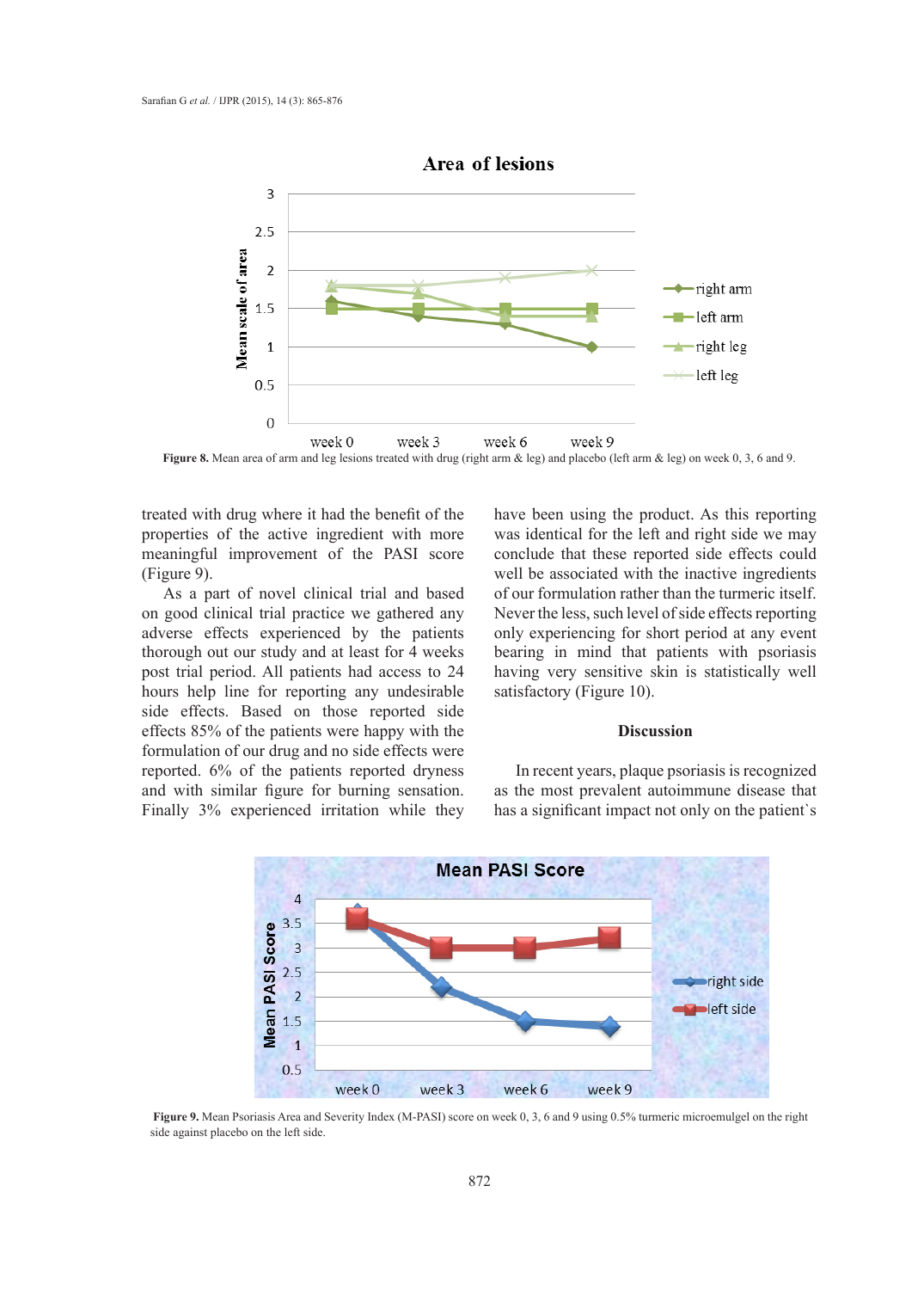Figure 8. Mean area of arm and leg lesions treated with drug (right arm & leg) and placebo (left arm & leg) on week 0, 3, 6 and 9.

treated with drug where it had the benefit of the properties of the active ingredient with more meaningful improvement of the PASI score (Figure 9).

As a part of novel clinical trial and based on good clinical trial practice we gathered any adverse effects experienced by the patients thorough out our study and at least for 4 weeks post trial period. All patients had access to 24 hours help line for reporting any undesirable side effects. Based on those reported side effects 85% of the patients were happy with the formulation of our drug and no side effects were reported. 6% of the patients reported dryness and with similar figure for burning sensation. Finally 3% experienced irritation while they have been using the product. As this reporting was identical for the left and right side we may conclude that these reported side effects could well be associated with the inactive ingredients of our formulation rather than the turmeric itself. Never the less, such level of side effects reporting only experiencing for short period at any event bearing in mind that patients with psoriasis having very sensitive skin is statistically well satisfactory (Figure 10).

## Discussion

In recent years, plaque psoriasis is recognized as the most prevalent autoimmune disease that has a significant impact not only on the patient`s

Figure 9. Mean Psoriasis Area and Severity Index (M-PASI) score on week 0, 3, 6 and 9 using 0.5% turmeric microemulgel on the right side against placebo on the left side.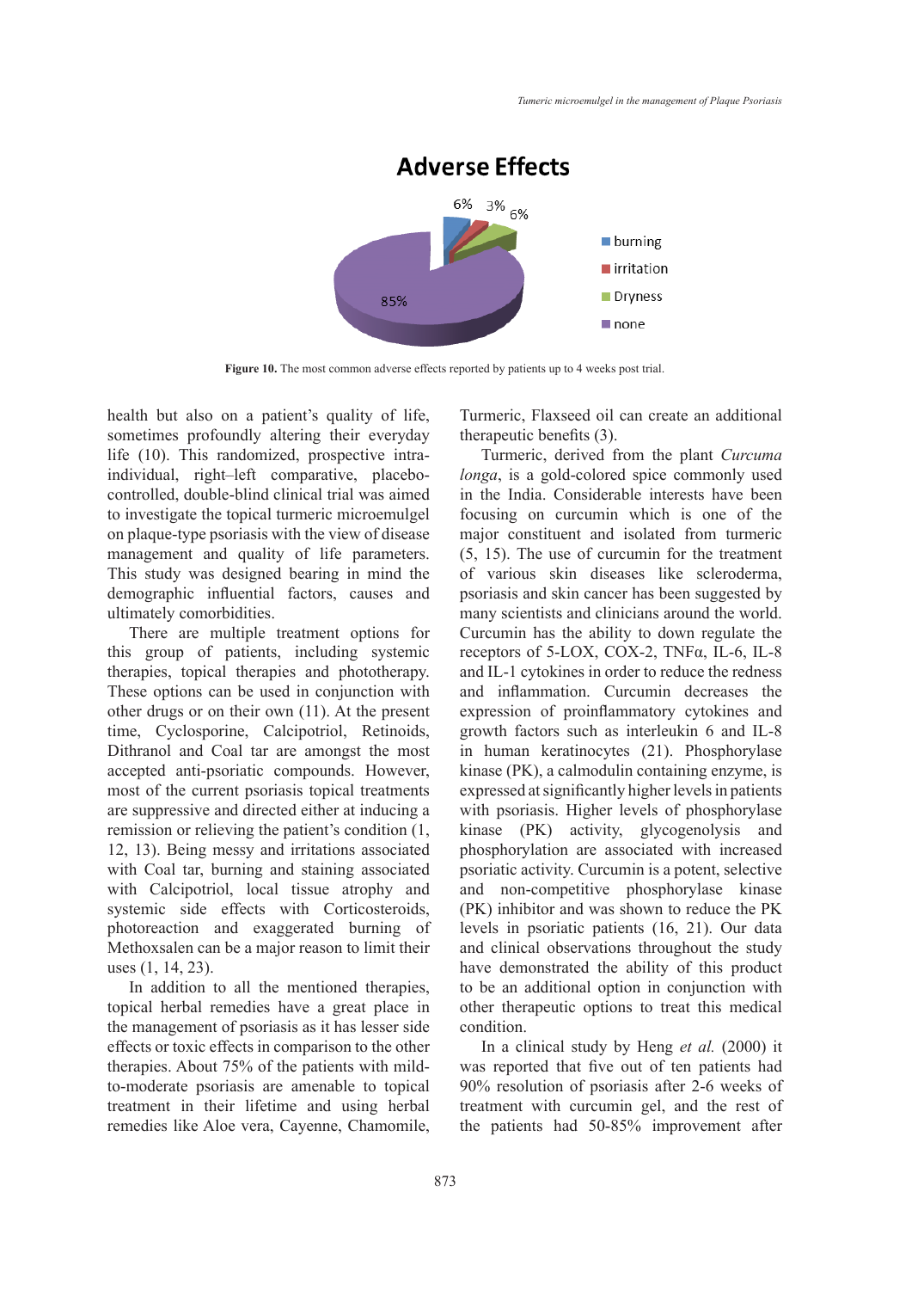**Figure 10.** The most common adverse effects reported by patients up to 4 weeks post trial.

health but also on a patient's quality of life, sometimes profoundly altering their everyday life (10). This randomized, prospective intra-individual, right–left comparative, placebo-controlled, double-blind clinical trial was aimed to investigate the topical turmeric microemulgel on plaque-type psoriasis with the view of disease management and quality of life parameters. This study was designed bearing in mind the demographic influential factors, causes and ultimately comorbidities.

There are multiple treatment options for this group of patients, including systemic therapies, topical therapies and phototherapy. These options can be used in conjunction with other drugs or on their own (11). At the present time, Cyclosporine, Calcipotriol, Retinoids, Dithranol and Coal tar are amongst the most accepted anti-psoriatic compounds. However, most of the current psoriasis topical treatments are suppressive and directed either at inducing a remission or relieving the patient's condition (1, 12, 13). Being messy and irritations associated with Coal tar, burning and staining associated with Calcipotriol, local tissue atrophy and systemic side effects with Corticosteroids, photoreaction and exaggerated burning of Methoxsalen can be a major reason to limit their uses (1, 14, 23).

In addition to all the mentioned therapies, topical herbal remedies have a great place in the management of psoriasis as it has lesser side effects or toxic effects in comparison to the other therapies. About 75% of the patients with mild-to-moderate psoriasis are amenable to topical treatment in their lifetime and using herbal remedies like Aloe vera, Cayenne, Chamomile, Turmeric, Flaxseed oil can create an additional therapeutic benefits (3).

Turmeric, derived from the plant *Curcuma longa*, is a gold-colored spice commonly used in the India. Considerable interests have been focusing on curcumin which is one of the major constituent and isolated from turmeric (5, 15). The use of curcumin for the treatment of various skin diseases like scleroderma, psoriasis and skin cancer has been suggested by many scientists and clinicians around the world. Curcumin has the ability to down regulate the receptors of 5-LOX, COX-2, TNFα, IL-6, IL-8 and IL-1 cytokines in order to reduce the redness and inflammation. Curcumin decreases the expression of proinflammatory cytokines and growth factors such as interleukin 6 and IL-8 in human keratinocytes (21). Phosphorylase kinase (PK), a calmodulin containing enzyme, is expressed at significantly higher levels in patients with psoriasis. Higher levels of phosphorylase kinase (PK) activity, glycogenolysis and phosphorylation are associated with increased psoriatic activity. Curcumin is a potent, selective and non-competitive phosphorylase kinase (PK) inhibitor and was shown to reduce the PK levels in psoriatic patients (16, 21). Our data and clinical observations throughout the study have demonstrated the ability of this product to be an additional option in conjunction with other therapeutic options to treat this medical condition.

In a clinical study by Heng *et al.* (2000) it was reported that five out of ten patients had 90% resolution of psoriasis after 2-6 weeks of treatment with curcumin gel, and the rest of the patients had 50-85% improvement after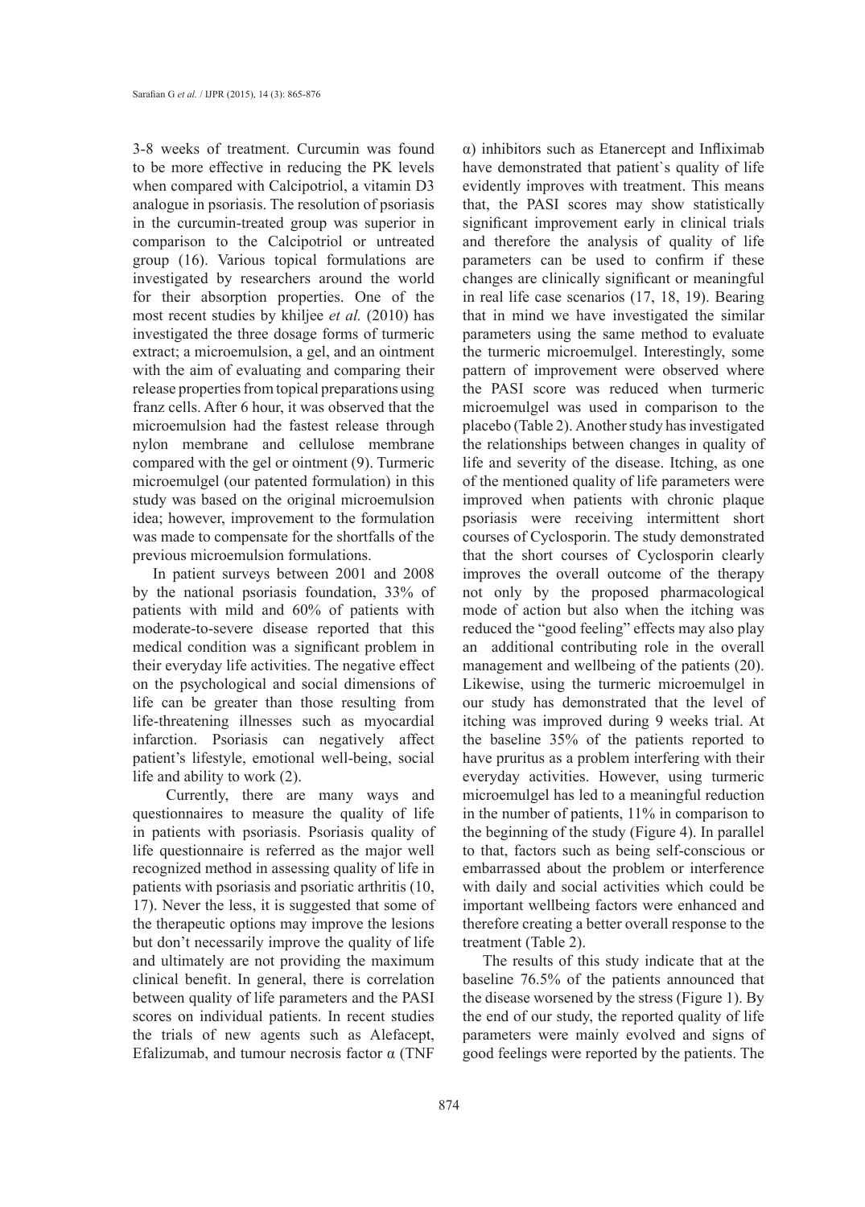3-8 weeks of treatment. Curcumin was found to be more effective in reducing the PK levels when compared with Calcipotriol, a vitamin D3 analogue in psoriasis. The resolution of psoriasis in the curcumin-treated group was superior in comparison to the Calcipotriol or untreated group (16). Various topical formulations are investigated by researchers around the world for their absorption properties. One of the most recent studies by khiljee *et al.* (2010) has investigated the three dosage forms of turmeric extract; a microemulsion, a gel, and an ointment with the aim of evaluating and comparing their release properties from topical preparations using franz cells. After 6 hour, it was observed that the microemulsion had the fastest release through nylon membrane and cellulose membrane compared with the gel or ointment (9). Turmeric microemulgel (our patented formulation) in this study was based on the original microemulsion idea; however, improvement to the formulation was made to compensate for the shortfalls of the previous microemulsion formulations.

In patient surveys between 2001 and 2008 by the national psoriasis foundation, 33% of patients with mild and 60% of patients with moderate-to-severe disease reported that this medical condition was a significant problem in their everyday life activities. The negative effect on the psychological and social dimensions of life can be greater than those resulting from life-threatening illnesses such as myocardial infarction. Psoriasis can negatively affect patient's lifestyle, emotional well-being, social life and ability to work (2).

Currently, there are many ways and questionnaires to measure the quality of life in patients with psoriasis. Psoriasis quality of life questionnaire is referred as the major well recognized method in assessing quality of life in patients with psoriasis and psoriatic arthritis (10, 17). Never the less, it is suggested that some of the therapeutic options may improve the lesions but don't necessarily improve the quality of life and ultimately are not providing the maximum clinical benefit. In general, there is correlation between quality of life parameters and the PASI scores on individual patients. In recent studies the trials of new agents such as Alefacept, Efalizumab, and tumour necrosis factor α (TNF α) inhibitors such as Etanercept and Infliximab have demonstrated that patient`s quality of life evidently improves with treatment. This means that, the PASI scores may show statistically significant improvement early in clinical trials and therefore the analysis of quality of life parameters can be used to confirm if these changes are clinically significant or meaningful in real life case scenarios (17, 18, 19). Bearing that in mind we have investigated the similar parameters using the same method to evaluate the turmeric microemulgel. Interestingly, some pattern of improvement were observed where the PASI score was reduced when turmeric microemulgel was used in comparison to the placebo (Table 2). Another study has investigated the relationships between changes in quality of life and severity of the disease. Itching, as one of the mentioned quality of life parameters were improved when patients with chronic plaque psoriasis were receiving intermittent short courses of Cyclosporin. The study demonstrated that the short courses of Cyclosporin clearly improves the overall outcome of the therapy not only by the proposed pharmacological mode of action but also when the itching was reduced the "good feeling" effects may also play an additional contributing role in the overall management and wellbeing of the patients (20). Likewise, using the turmeric microemulgel in our study has demonstrated that the level of itching was improved during 9 weeks trial. At the baseline 35% of the patients reported to have pruritus as a problem interfering with their everyday activities. However, using turmeric microemulgel has led to a meaningful reduction in the number of patients, 11% in comparison to the beginning of the study (Figure 4). In parallel to that, factors such as being self-conscious or embarrassed about the problem or interference with daily and social activities which could be important wellbeing factors were enhanced and therefore creating a better overall response to the treatment (Table 2).

The results of this study indicate that at the baseline 76.5% of the patients announced that the disease worsened by the stress (Figure 1). By the end of our study, the reported quality of life parameters were mainly evolved and signs of good feelings were reported by the patients. The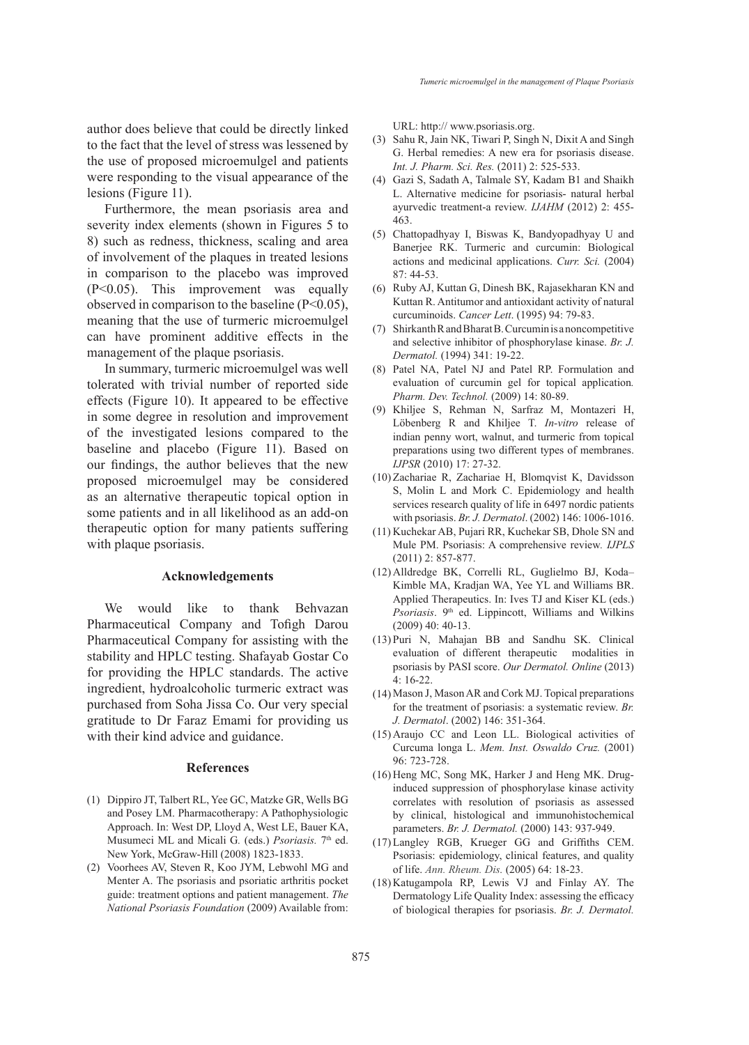author does believe that could be directly linked to the fact that the level of stress was lessened by the use of proposed microemulgel and patients were responding to the visual appearance of the lesions (Figure 11).

Furthermore, the mean psoriasis area and severity index elements (shown in Figures 5 to 8) such as redness, thickness, scaling and area of involvement of the plaques in treated lesions in comparison to the placebo was improved ($P<0.05$). This improvement was equally observed in comparison to the baseline ($P<0.05$), meaning that the use of turmeric microemulgel can have prominent additive effects in the management of the plaque psoriasis.

In summary, turmeric microemulgel was well tolerated with trivial number of reported side effects (Figure 10). It appeared to be effective in some degree in resolution and improvement of the investigated lesions compared to the baseline and placebo (Figure 11). Based on our findings, the author believes that the new proposed microemulgel may be considered as an alternative therapeutic topical option in some patients and in all likelihood as an add-on therapeutic option for many patients suffering with plaque psoriasis.

## Acknowledgements

We would like to thank Behvazan Pharmaceutical Company and Tofigh Darou Pharmaceutical Company for assisting with the stability and HPLC testing. Shafayab Gostar Co for providing the HPLC standards. The active ingredient, hydroalcoholic turmeric extract was purchased from Soha Jissa Co. Our very special gratitude to Dr Faraz Emami for providing us with their kind advice and guidance.

## References

(1) Dippiro JT, Talbert RL, Yee GC, Matzke GR, Wells BG and Posey LM. Pharmacotherapy: A Pathophysiologic Approach. In: West DP, Lloyd A, West LE, Bauer KA, Musumeci ML and Micali G. (eds.) *Psoriasis.* 7th ed. New York, McGraw-Hill (2008) 1823-1833.

(2) Voorhees AV, Steven R, Koo JYM, Lebwohl MG and Menter A. The psoriasis and psoriatic arthritis pocket guide: treatment options and patient management. *The National Psoriasis Foundation* (2009) Available from: URL: http:// www.psoriasis.org.

(3) Sahu R, Jain NK, Tiwari P, Singh N, Dixit A and Singh G. Herbal remedies: A new era for psoriasis disease. *Int. J. Pharm. Sci. Res.* (2011) 2: 525-533.

(4) Gazi S, Sadath A, Talmale SY, Kadam B1 and Shaikh L. Alternative medicine for psoriasis- natural herbal ayurvedic treatment-a review. *IJAHM* (2012) 2: 455-463.

(5) Chattopadhyay I, Biswas K, Bandyopadhyay U and Banerjee RK. Turmeric and curcumin: Biological actions and medicinal applications. *Curr. Sci.* (2004) 87: 44-53.

(6) Ruby AJ, Kuttan G, Dinesh BK, Rajasekharan KN and Kuttan R. Antitumor and antioxidant activity of natural curcuminoids. *Cancer Lett*. (1995) 94: 79-83.

(7) Shirkanth R and Bharat B. Curcumin is a noncompetitive and selective inhibitor of phosphorylase kinase. *Br. J. Dermatol.* (1994) 341: 19-22.

(8) Patel NA, Patel NJ and Patel RP. Formulation and evaluation of curcumin gel for topical application. *Pharm. Dev. Technol.* (2009) 14: 80-89.

(9) Khiljee S, Rehman N, Sarfraz M, Montazeri H, Löbenberg R and Khiljee T. *In-vitro* release of indian penny wort, walnut, and turmeric from topical preparations using two different types of membranes. *IJPSR* (2010) 17: 27-32.

(10) Zachariae R, Zachariae H, Blomqvist K, Davidsson S, Molin L and Mork C. Epidemiology and health services research quality of life in 6497 nordic patients with psoriasis. *Br. J. Dermatol*. (2002) 146: 1006-1016.

(11) Kuchekar AB, Pujari RR, Kuchekar SB, Dhole SN and Mule PM. Psoriasis: A comprehensive review. *IJPLS* (2011) 2: 857-877.

(12) Alldredge BK, Correlli RL, Guglielmo BJ, Koda–Kimble MA, Kradjan WA, Yee YL and Williams BR. Applied Therapeutics. In: Ives TJ and Kiser KL (eds.) *Psoriasis*. 9th ed. Lippincott, Williams and Wilkins (2009) 40: 40-13.

(13) Puri N, Mahajan BB and Sandhu SK. Clinical evaluation of different therapeutic modalities in psoriasis by PASI score. *Our Dermatol. Online* (2013) 4: 16-22.

(14) Mason J, Mason AR and Cork MJ. Topical preparations for the treatment of psoriasis: a systematic review. *Br. J. Dermatol*. (2002) 146: 351-364.

(15) Araujo CC and Leon LL. Biological activities of Curcuma longa L. *Mem. Inst. Oswaldo Cruz.* (2001) 96: 723-728.

(16) Heng MC, Song MK, Harker J and Heng MK. Drug-induced suppression of phosphorylase kinase activity correlates with resolution of psoriasis as assessed by clinical, histological and immunohistochemical parameters. *Br. J. Dermatol.* (2000) 143: 937-949.

(17) Langley RGB, Krueger GG and Griffiths CEM. Psoriasis: epidemiology, clinical features, and quality of life. *Ann. Rheum. Dis.* (2005) 64: 18-23.

(18) Katugampola RP, Lewis VJ and Finlay AY. The Dermatology Life Quality Index: assessing the efficacy of biological therapies for psoriasis. *Br. J. Dermatol.*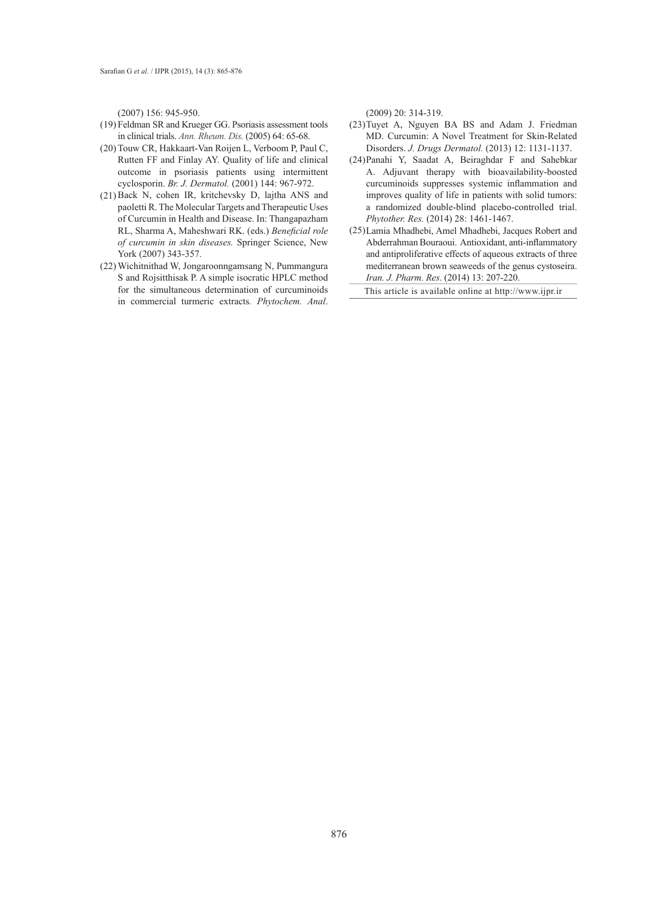(2007) 156: 945-950.

(19) Feldman SR and Krueger GG. Psoriasis assessment tools in clinical trials. *Ann. Rheum. Dis.* (2005) 64: 65-68.

(20) Touw CR, Hakkaart-Van Roijen L, Verboom P, Paul C, Rutten FF and Finlay AY. Quality of life and clinical outcome in psoriasis patients using intermittent cyclosporin. *Br. J. Dermatol.* (2001) 144: 967-972.

(21) Back N, cohen IR, kritchevsky D, lajtha ANS and paoletti R. The Molecular Targets and Therapeutic Uses of Curcumin in Health and Disease. In: Thangapazham RL, Sharma A, Maheshwari RK. (eds.) *Beneficial role of curcumin in skin diseases.* Springer Science, New York (2007) 343-357.

(22) Wichitnithad W, Jongaroonngamsang N, Pummangura S and Rojsitthisak P. A simple isocratic HPLC method for the simultaneous determination of curcuminoids in commercial turmeric extracts. *Phytochem. Anal*. (2009) 20: 314-319.

(23) Tuyet A, Nguyen BA BS and Adam J. Friedman MD. Curcumin: A Novel Treatment for Skin-Related Disorders. *J. Drugs Dermatol.* (2013) 12: 1131-1137.

(24) Panahi Y, Saadat A, Beiraghdar F and Sahebkar A. Adjuvant therapy with bioavailability-boosted curcuminoids suppresses systemic inflammation and improves quality of life in patients with solid tumors: a randomized double-blind placebo-controlled trial. *Phytother. Res.* (2014) 28: 1461-1467.

(25) Lamia Mhadhebi, Amel Mhadhebi, Jacques Robert and Abderrahman Bouraoui. Antioxidant, anti-inflammatory and antiproliferative effects of aqueous extracts of three mediterranean brown seaweeds of the genus cystoseira. *Iran. J. Pharm. Res*. (2014) 13: 207-220.

This article is available online at http://www.ijpr.ir